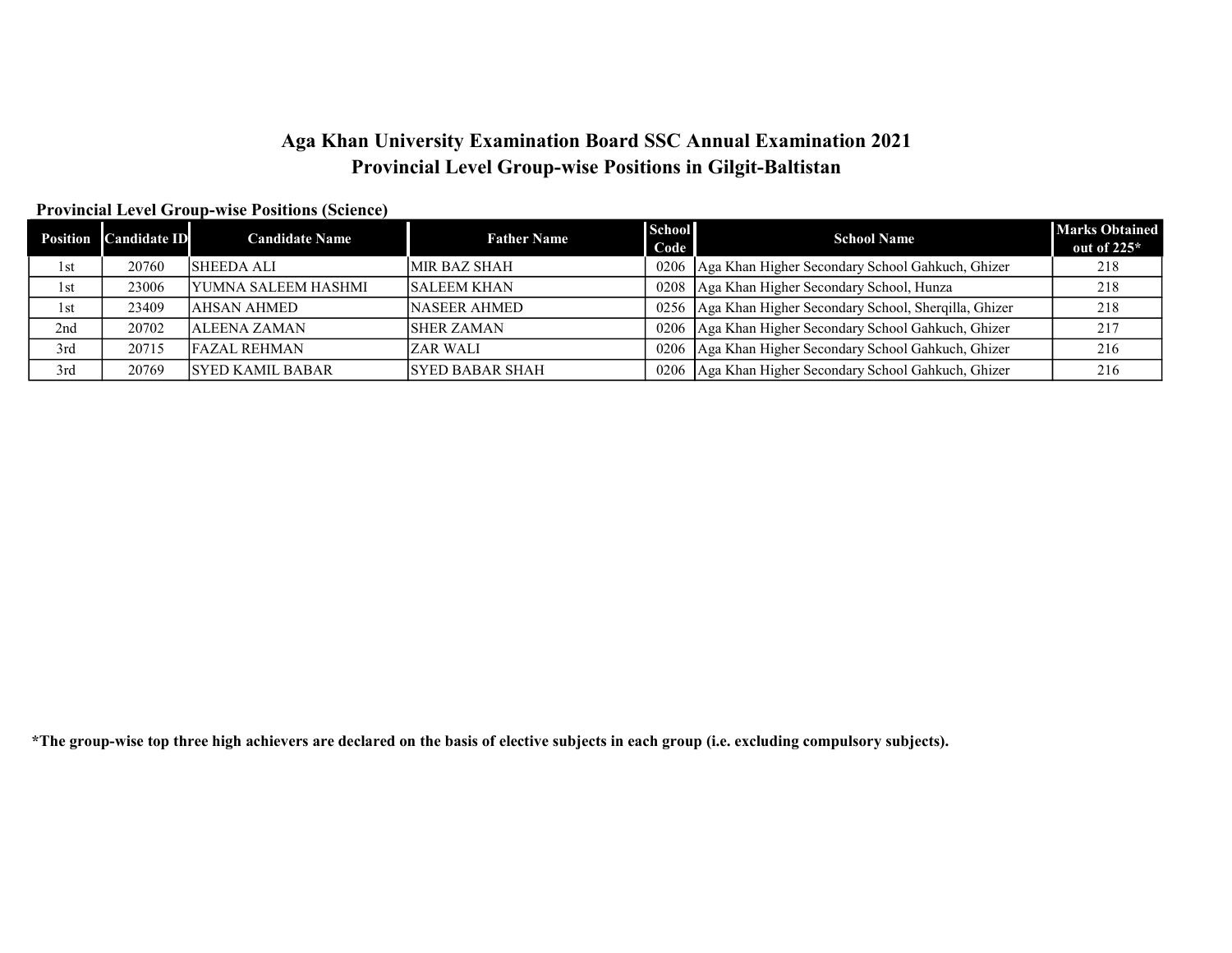# Aga Khan University Examination Board SSC Annual Examination 2021
## Provincial Level Group-wise Positions in Gilgit-Baltistan

### Provincial Level Group-wise Positions (Science)

| Position | Candidate ID | Candidate Name | Father Name | School Code | School Name | Marks Obtained out of 225* |
|---|---|---|---|---|---|---|
| 1st | 20760 | SHEEDA ALI | MIR BAZ SHAH | 0206 | Aga Khan Higher Secondary School Gahkuch, Ghizer | 218 |
| 1st | 23006 | YUMNA SALEEM HASHMI | SALEEM KHAN | 0208 | Aga Khan Higher Secondary School, Hunza | 218 |
| 1st | 23409 | AHSAN AHMED | NASEER AHMED | 0256 | Aga Khan Higher Secondary School, Sherqilla, Ghizer | 218 |
| 2nd | 20702 | ALEENA ZAMAN | SHER ZAMAN | 0206 | Aga Khan Higher Secondary School Gahkuch, Ghizer | 217 |
| 3rd | 20715 | FAZAL REHMAN | ZAR WALI | 0206 | Aga Khan Higher Secondary School Gahkuch, Ghizer | 216 |
| 3rd | 20769 | SYED KAMIL BABAR | SYED BABAR SHAH | 0206 | Aga Khan Higher Secondary School Gahkuch, Ghizer | 216 |

**\*The group-wise top three high achievers are declared on the basis of elective subjects in each group (i.e. excluding compulsory subjects).**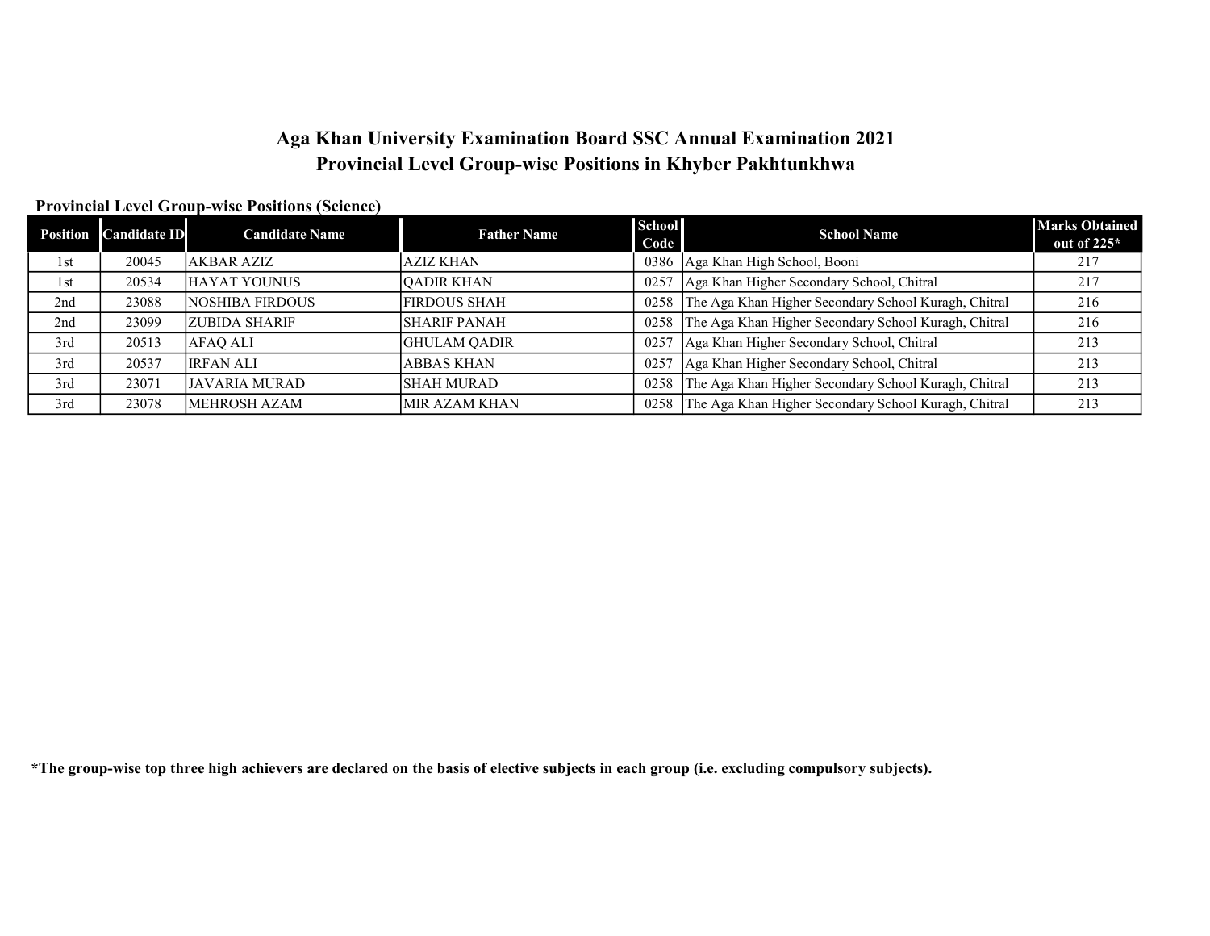# Aga Khan University Examination Board SSC Annual Examination 2021
# Provincial Level Group-wise Positions in Khyber Pakhtunkhwa

**Provincial Level Group-wise Positions (Science)**

| Position | Candidate ID | Candidate Name | Father Name | School Code | School Name | Marks Obtained out of 225* |
|---|---|---|---|---|---|---|
| 1st | 20045 | AKBAR AZIZ | AZIZ KHAN | 0386 | Aga Khan High School, Booni | 217 |
| 1st | 20534 | HAYAT YOUNUS | QADIR KHAN | 0257 | Aga Khan Higher Secondary School, Chitral | 217 |
| 2nd | 23088 | NOSHIBA FIRDOUS | FIRDOUS SHAH | 0258 | The Aga Khan Higher Secondary School Kuragh, Chitral | 216 |
| 2nd | 23099 | ZUBIDA SHARIF | SHARIF PANAH | 0258 | The Aga Khan Higher Secondary School Kuragh, Chitral | 216 |
| 3rd | 20513 | AFAQ ALI | GHULAM QADIR | 0257 | Aga Khan Higher Secondary School, Chitral | 213 |
| 3rd | 20537 | IRFAN ALI | ABBAS KHAN | 0257 | Aga Khan Higher Secondary School, Chitral | 213 |
| 3rd | 23071 | JAVARIA MURAD | SHAH MURAD | 0258 | The Aga Khan Higher Secondary School Kuragh, Chitral | 213 |
| 3rd | 23078 | MEHROSH AZAM | MIR AZAM KHAN | 0258 | The Aga Khan Higher Secondary School Kuragh, Chitral | 213 |

**\*The group-wise top three high achievers are declared on the basis of elective subjects in each group (i.e. excluding compulsory subjects).**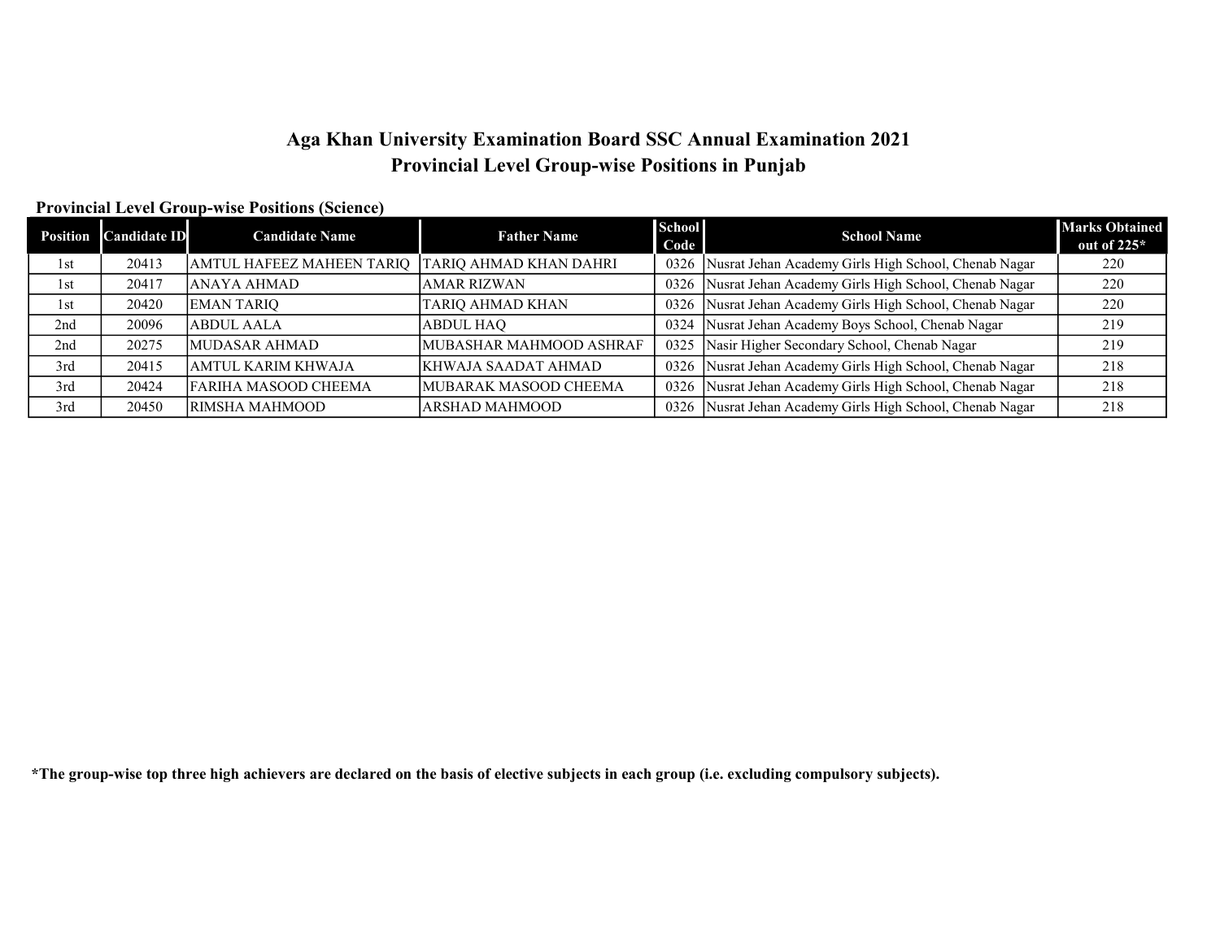# Aga Khan University Examination Board SSC Annual Examination 2021
## Provincial Level Group-wise Positions in Punjab

### Provincial Level Group-wise Positions (Science)

| Position | Candidate ID | Candidate Name | Father Name | School Code | School Name | Marks Obtained out of 225* |
|---|---|---|---|---|---|---|
| 1st | 20413 | AMTUL HAFEEZ MAHEEN TARIQ | TARIQ AHMAD KHAN DAHRI | 0326 | Nusrat Jehan Academy Girls High School, Chenab Nagar | 220 |
| 1st | 20417 | ANAYA AHMAD | AMAR RIZWAN | 0326 | Nusrat Jehan Academy Girls High School, Chenab Nagar | 220 |
| 1st | 20420 | EMAN TARIQ | TARIQ AHMAD KHAN | 0326 | Nusrat Jehan Academy Girls High School, Chenab Nagar | 220 |
| 2nd | 20096 | ABDUL AALA | ABDUL HAQ | 0324 | Nusrat Jehan Academy Boys School, Chenab Nagar | 219 |
| 2nd | 20275 | MUDASAR AHMAD | MUBASHAR MAHMOOD ASHRAF | 0325 | Nasir Higher Secondary School, Chenab Nagar | 219 |
| 3rd | 20415 | AMTUL KARIM KHWAJA | KHWAJA SAADAT AHMAD | 0326 | Nusrat Jehan Academy Girls High School, Chenab Nagar | 218 |
| 3rd | 20424 | FARIHA MASOOD CHEEMA | MUBARAK MASOOD CHEEMA | 0326 | Nusrat Jehan Academy Girls High School, Chenab Nagar | 218 |
| 3rd | 20450 | RIMSHA MAHMOOD | ARSHAD MAHMOOD | 0326 | Nusrat Jehan Academy Girls High School, Chenab Nagar | 218 |

**\*The group-wise top three high achievers are declared on the basis of elective subjects in each group (i.e. excluding compulsory subjects).**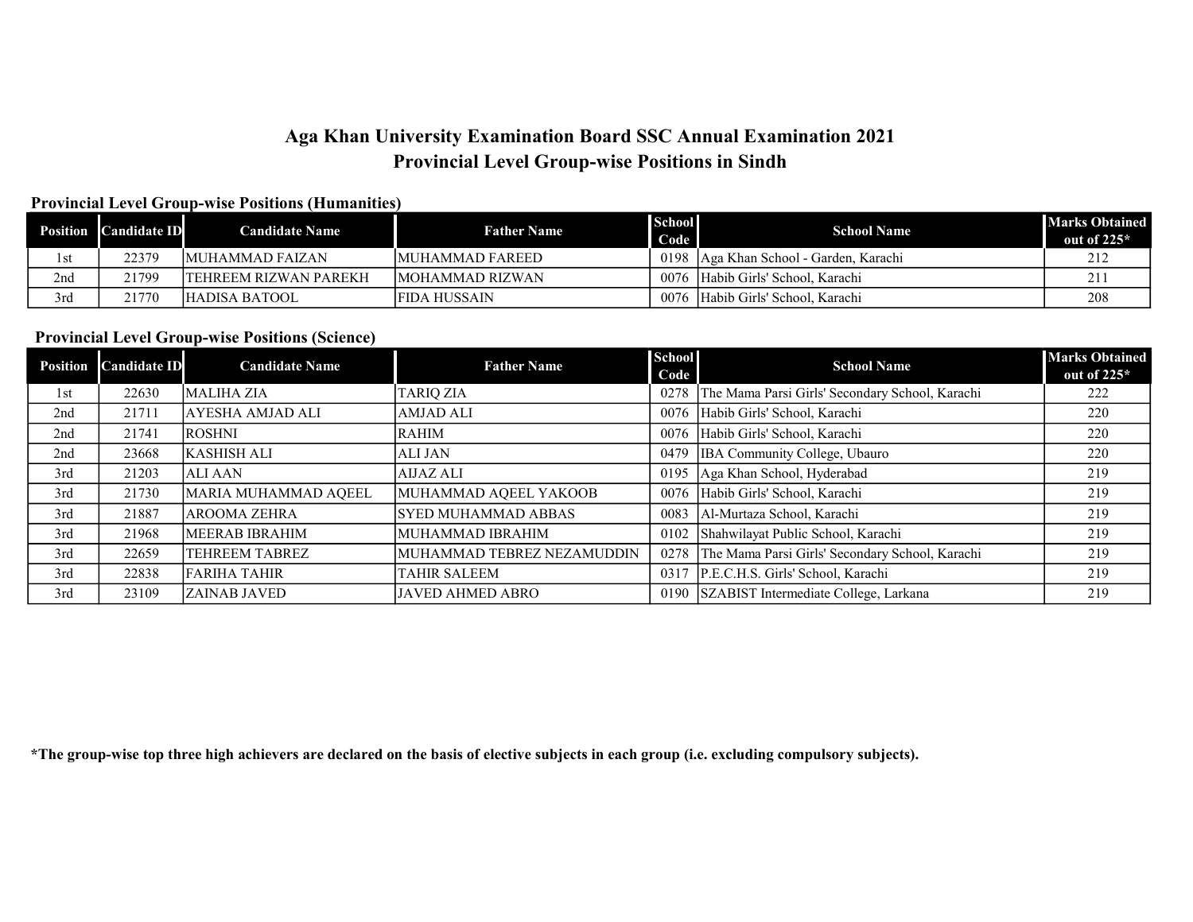# Aga Khan University Examination Board SSC Annual Examination 2021
## Provincial Level Group-wise Positions in Sindh

### Provincial Level Group-wise Positions (Humanities)

| Position | Candidate ID | Candidate Name | Father Name | School Code | School Name | Marks Obtained out of 225* |
|---|---|---|---|---|---|---|
| 1st | 22379 | MUHAMMAD FAIZAN | MUHAMMAD FAREED | 0198 | Aga Khan School - Garden, Karachi | 212 |
| 2nd | 21799 | TEHREEM RIZWAN PAREKH | MOHAMMAD RIZWAN | 0076 | Habib Girls' School, Karachi | 211 |
| 3rd | 21770 | HADISA BATOOL | FIDA HUSSAIN | 0076 | Habib Girls' School, Karachi | 208 |

### Provincial Level Group-wise Positions (Science)

| Position | Candidate ID | Candidate Name | Father Name | School Code | School Name | Marks Obtained out of 225* |
|---|---|---|---|---|---|---|
| 1st | 22630 | MALIHA ZIA | TARIQ ZIA | 0278 | The Mama Parsi Girls' Secondary School, Karachi | 222 |
| 2nd | 21711 | AYESHA AMJAD ALI | AMJAD ALI | 0076 | Habib Girls' School, Karachi | 220 |
| 2nd | 21741 | ROSHNI | RAHIM | 0076 | Habib Girls' School, Karachi | 220 |
| 2nd | 23668 | KASHISH ALI | ALI JAN | 0479 | IBA Community College, Ubauro | 220 |
| 3rd | 21203 | ALI AAN | AIJAZ ALI | 0195 | Aga Khan School, Hyderabad | 219 |
| 3rd | 21730 | MARIA MUHAMMAD AQEEL | MUHAMMAD AQEEL YAKOOB | 0076 | Habib Girls' School, Karachi | 219 |
| 3rd | 21887 | AROOMA ZEHRA | SYED MUHAMMAD ABBAS | 0083 | Al-Murtaza School, Karachi | 219 |
| 3rd | 21968 | MEERAB IBRAHIM | MUHAMMAD IBRAHIM | 0102 | Shahwilayat Public School, Karachi | 219 |
| 3rd | 22659 | TEHREEM TABREZ | MUHAMMAD TEBREZ NEZAMUDDIN | 0278 | The Mama Parsi Girls' Secondary School, Karachi | 219 |
| 3rd | 22838 | FARIHA TAHIR | TAHIR SALEEM | 0317 | P.E.C.H.S. Girls' School, Karachi | 219 |
| 3rd | 23109 | ZAINAB JAVED | JAVED AHMED ABRO | 0190 | SZABIST Intermediate College, Larkana | 219 |

**\*The group-wise top three high achievers are declared on the basis of elective subjects in each group (i.e. excluding compulsory subjects).**